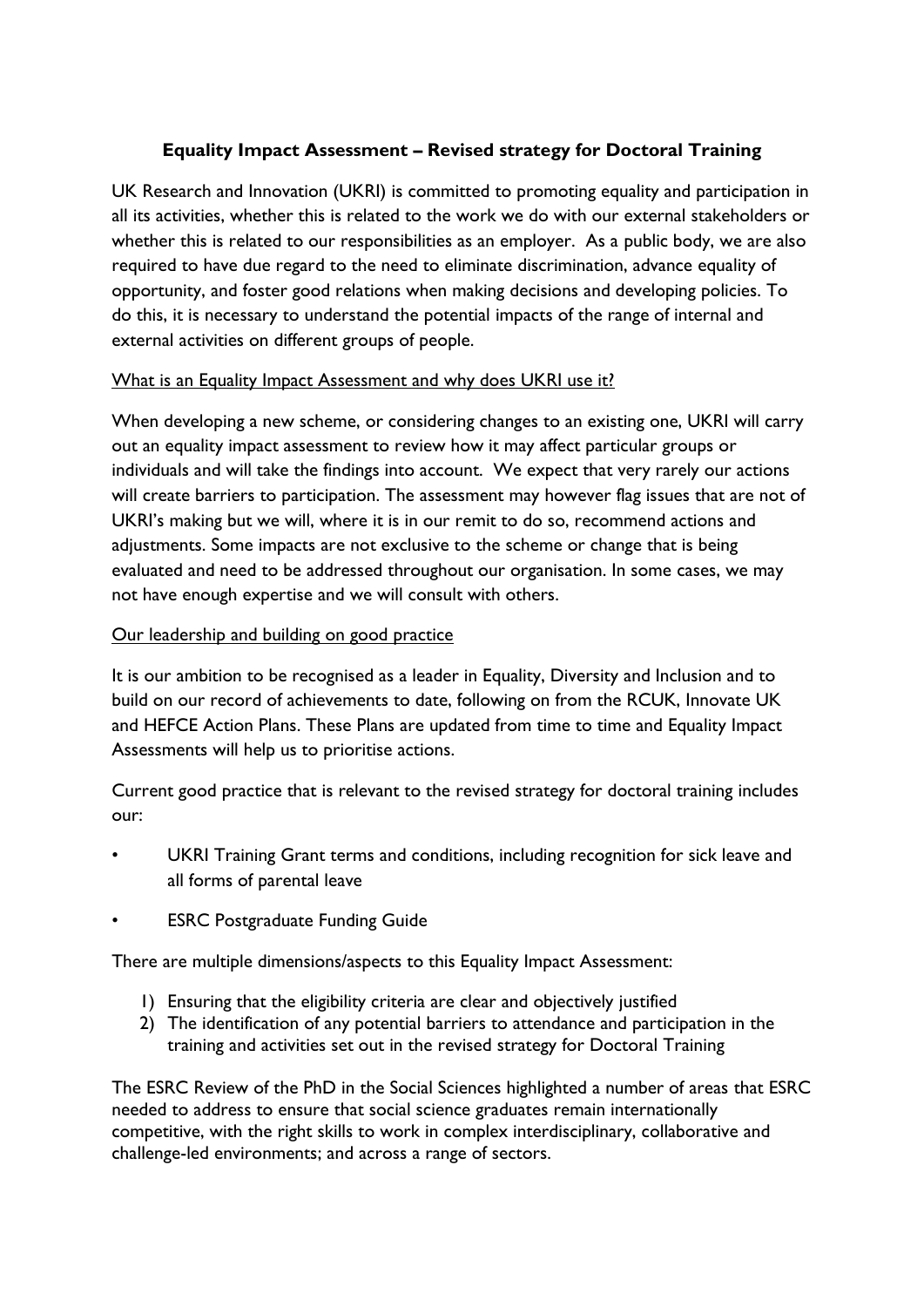# Equality Impact Assessment – Revised strategy for Doctoral Training

UK Research and Innovation (UKRI) is committed to promoting equality and participation in all its activities, whether this is related to the work we do with our external stakeholders or whether this is related to our responsibilities as an employer. As a public body, we are also required to have due regard to the need to eliminate discrimination, advance equality of opportunity, and foster good relations when making decisions and developing policies. To do this, it is necessary to understand the potential impacts of the range of internal and external activities on different groups of people.

## What is an Equality Impact Assessment and why does UKRI use it?

When developing a new scheme, or considering changes to an existing one, UKRI will carry out an equality impact assessment to review how it may affect particular groups or individuals and will take the findings into account. We expect that very rarely our actions will create barriers to participation. The assessment may however flag issues that are not of UKRI's making but we will, where it is in our remit to do so, recommend actions and adjustments. Some impacts are not exclusive to the scheme or change that is being evaluated and need to be addressed throughout our organisation. In some cases, we may not have enough expertise and we will consult with others.

## Our leadership and building on good practice

It is our ambition to be recognised as a leader in Equality, Diversity and Inclusion and to build on our record of achievements to date, following on from the RCUK, Innovate UK and HEFCE Action Plans. These Plans are updated from time to time and Equality Impact Assessments will help us to prioritise actions.

Current good practice that is relevant to the revised strategy for doctoral training includes our:

- UKRI Training Grant terms and conditions, including recognition for sick leave and all forms of parental leave
- ESRC Postgraduate Funding Guide

There are multiple dimensions/aspects to this Equality Impact Assessment:

1) Ensuring that the eligibility criteria are clear and objectively justified
2) The identification of any potential barriers to attendance and participation in the training and activities set out in the revised strategy for Doctoral Training

The ESRC Review of the PhD in the Social Sciences highlighted a number of areas that ESRC needed to address to ensure that social science graduates remain internationally competitive, with the right skills to work in complex interdisciplinary, collaborative and challenge-led environments; and across a range of sectors.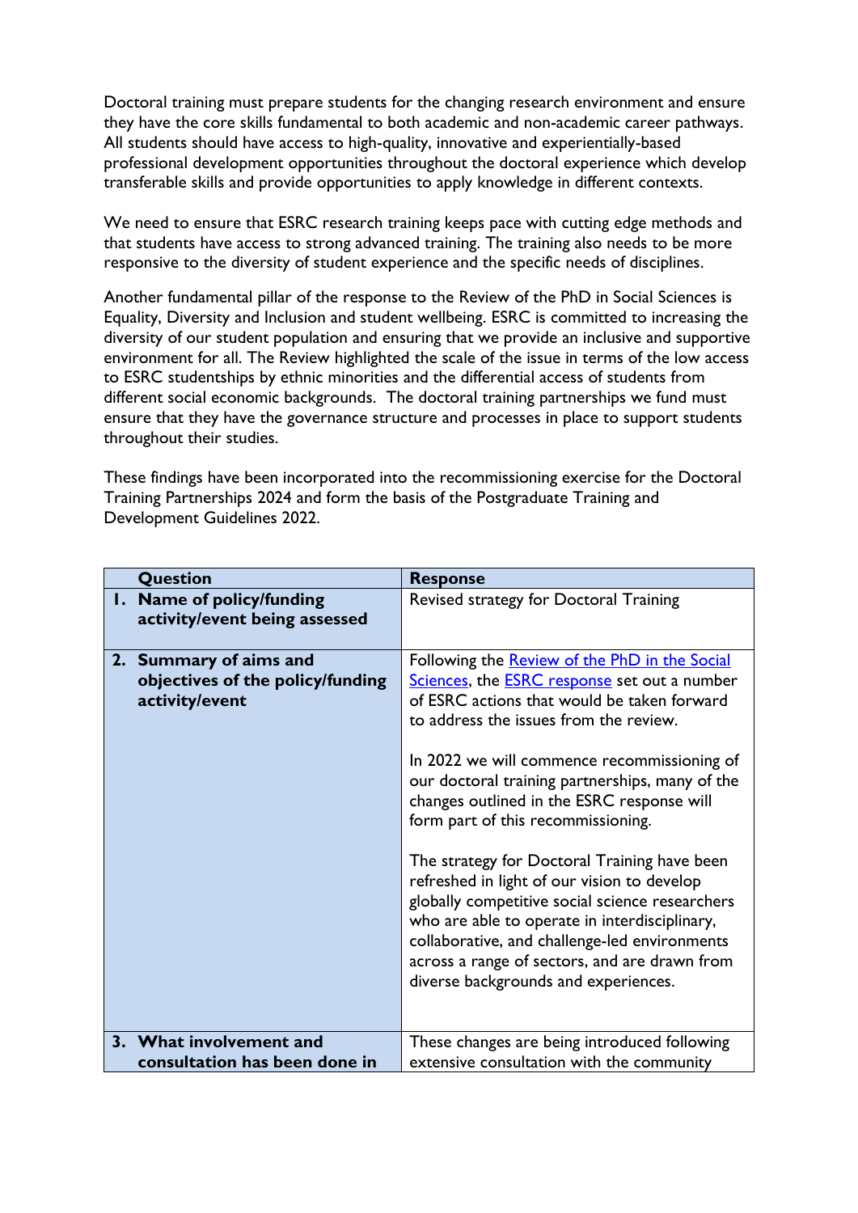Doctoral training must prepare students for the changing research environment and ensure they have the core skills fundamental to both academic and non-academic career pathways. All students should have access to high-quality, innovative and experientially-based professional development opportunities throughout the doctoral experience which develop transferable skills and provide opportunities to apply knowledge in different contexts.

We need to ensure that ESRC research training keeps pace with cutting edge methods and that students have access to strong advanced training. The training also needs to be more responsive to the diversity of student experience and the specific needs of disciplines.

Another fundamental pillar of the response to the Review of the PhD in Social Sciences is Equality, Diversity and Inclusion and student wellbeing. ESRC is committed to increasing the diversity of our student population and ensuring that we provide an inclusive and supportive environment for all. The Review highlighted the scale of the issue in terms of the low access to ESRC studentships by ethnic minorities and the differential access of students from different social economic backgrounds. The doctoral training partnerships we fund must ensure that they have the governance structure and processes in place to support students throughout their studies.

These findings have been incorporated into the recommissioning exercise for the Doctoral Training Partnerships 2024 and form the basis of the Postgraduate Training and Development Guidelines 2022.

| Question | Response |
|---|---|
| **1. Name of policy/funding activity/event being assessed** | Revised strategy for Doctoral Training |
| **2. Summary of aims and objectives of the policy/funding activity/event** | Following the Review of the PhD in the Social Sciences, the ESRC response set out a number of ESRC actions that would be taken forward to address the issues from the review.<br><br>In 2022 we will commence recommissioning of our doctoral training partnerships, many of the changes outlined in the ESRC response will form part of this recommissioning.<br><br>The strategy for Doctoral Training have been refreshed in light of our vision to develop globally competitive social science researchers who are able to operate in interdisciplinary, collaborative, and challenge-led environments across a range of sectors, and are drawn from diverse backgrounds and experiences. |
| **3. What involvement and consultation has been done in** | These changes are being introduced following extensive consultation with the community |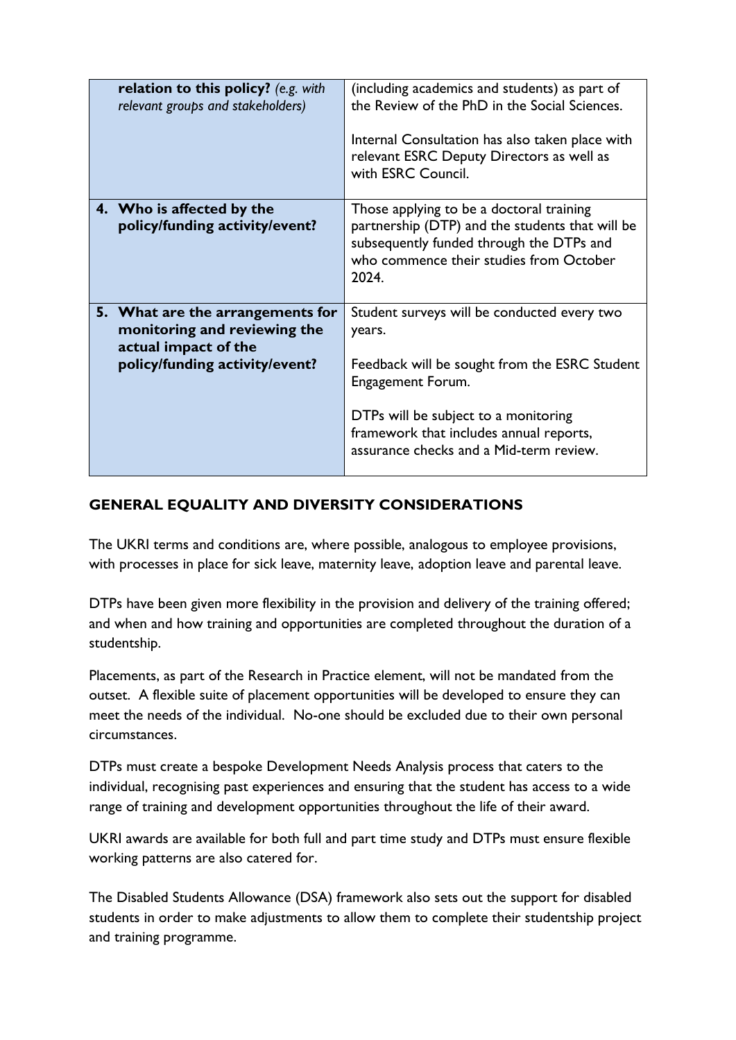| **relation to this policy?** *(e.g. with relevant groups and stakeholders)* | (including academics and students) as part of the Review of the PhD in the Social Sciences.<br><br>Internal Consultation has also taken place with relevant ESRC Deputy Directors as well as with ESRC Council. |
|---|---|
| **4. Who is affected by the policy/funding activity/event?** | Those applying to be a doctoral training partnership (DTP) and the students that will be subsequently funded through the DTPs and who commence their studies from October 2024. |
| **5. What are the arrangements for monitoring and reviewing the actual impact of the policy/funding activity/event?** | Student surveys will be conducted every two years.<br><br>Feedback will be sought from the ESRC Student Engagement Forum.<br><br>DTPs will be subject to a monitoring framework that includes annual reports, assurance checks and a Mid-term review. |

## GENERAL EQUALITY AND DIVERSITY CONSIDERATIONS

The UKRI terms and conditions are, where possible, analogous to employee provisions, with processes in place for sick leave, maternity leave, adoption leave and parental leave.

DTPs have been given more flexibility in the provision and delivery of the training offered; and when and how training and opportunities are completed throughout the duration of a studentship.

Placements, as part of the Research in Practice element, will not be mandated from the outset. A flexible suite of placement opportunities will be developed to ensure they can meet the needs of the individual. No-one should be excluded due to their own personal circumstances.

DTPs must create a bespoke Development Needs Analysis process that caters to the individual, recognising past experiences and ensuring that the student has access to a wide range of training and development opportunities throughout the life of their award.

UKRI awards are available for both full and part time study and DTPs must ensure flexible working patterns are also catered for.

The Disabled Students Allowance (DSA) framework also sets out the support for disabled students in order to make adjustments to allow them to complete their studentship project and training programme.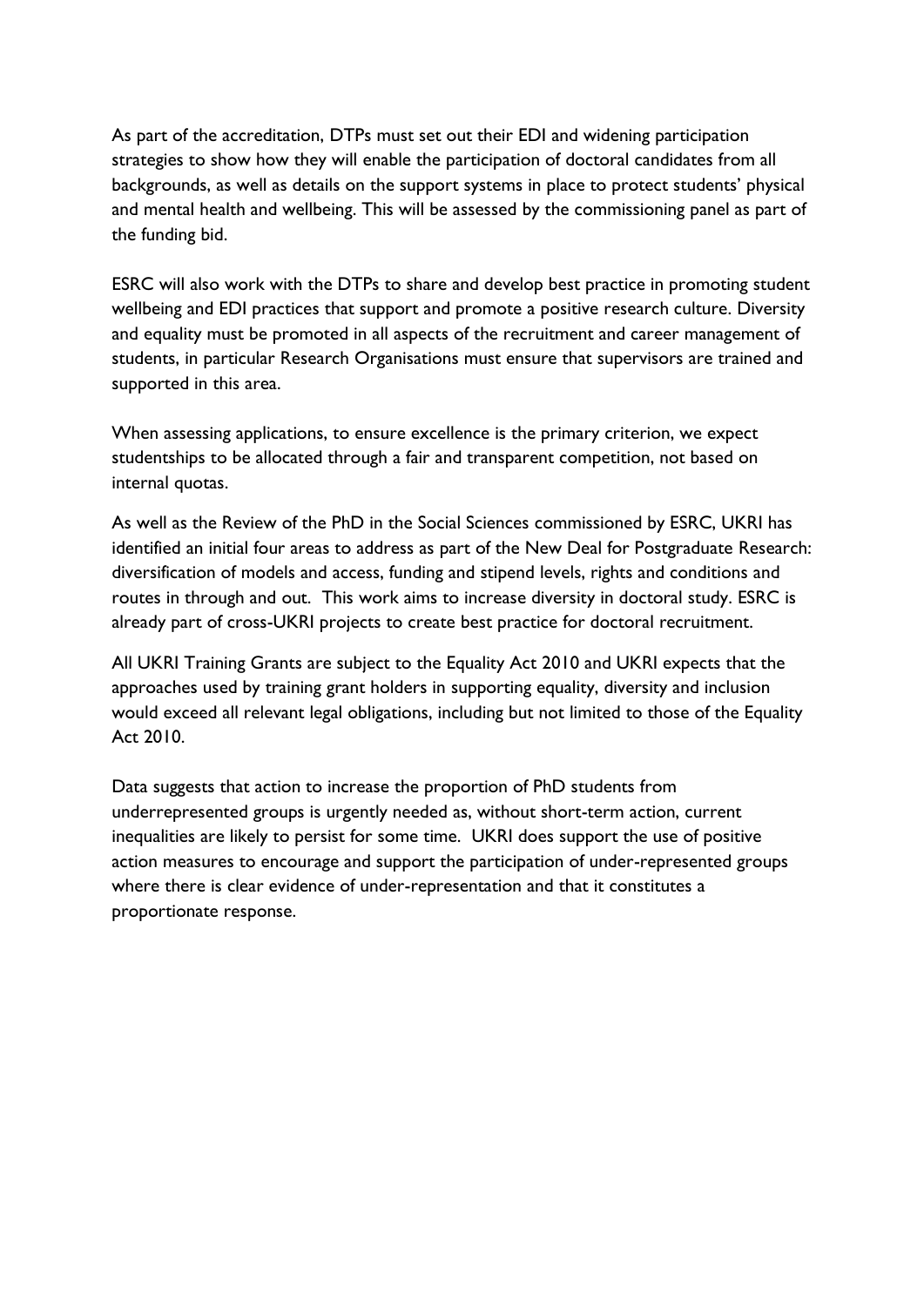As part of the accreditation, DTPs must set out their EDI and widening participation strategies to show how they will enable the participation of doctoral candidates from all backgrounds, as well as details on the support systems in place to protect students' physical and mental health and wellbeing. This will be assessed by the commissioning panel as part of the funding bid.

ESRC will also work with the DTPs to share and develop best practice in promoting student wellbeing and EDI practices that support and promote a positive research culture. Diversity and equality must be promoted in all aspects of the recruitment and career management of students, in particular Research Organisations must ensure that supervisors are trained and supported in this area.

When assessing applications, to ensure excellence is the primary criterion, we expect studentships to be allocated through a fair and transparent competition, not based on internal quotas.

As well as the Review of the PhD in the Social Sciences commissioned by ESRC, UKRI has identified an initial four areas to address as part of the New Deal for Postgraduate Research: diversification of models and access, funding and stipend levels, rights and conditions and routes in through and out. This work aims to increase diversity in doctoral study. ESRC is already part of cross-UKRI projects to create best practice for doctoral recruitment.

All UKRI Training Grants are subject to the Equality Act 2010 and UKRI expects that the approaches used by training grant holders in supporting equality, diversity and inclusion would exceed all relevant legal obligations, including but not limited to those of the Equality Act 2010.

Data suggests that action to increase the proportion of PhD students from underrepresented groups is urgently needed as, without short-term action, current inequalities are likely to persist for some time. UKRI does support the use of positive action measures to encourage and support the participation of under-represented groups where there is clear evidence of under-representation and that it constitutes a proportionate response.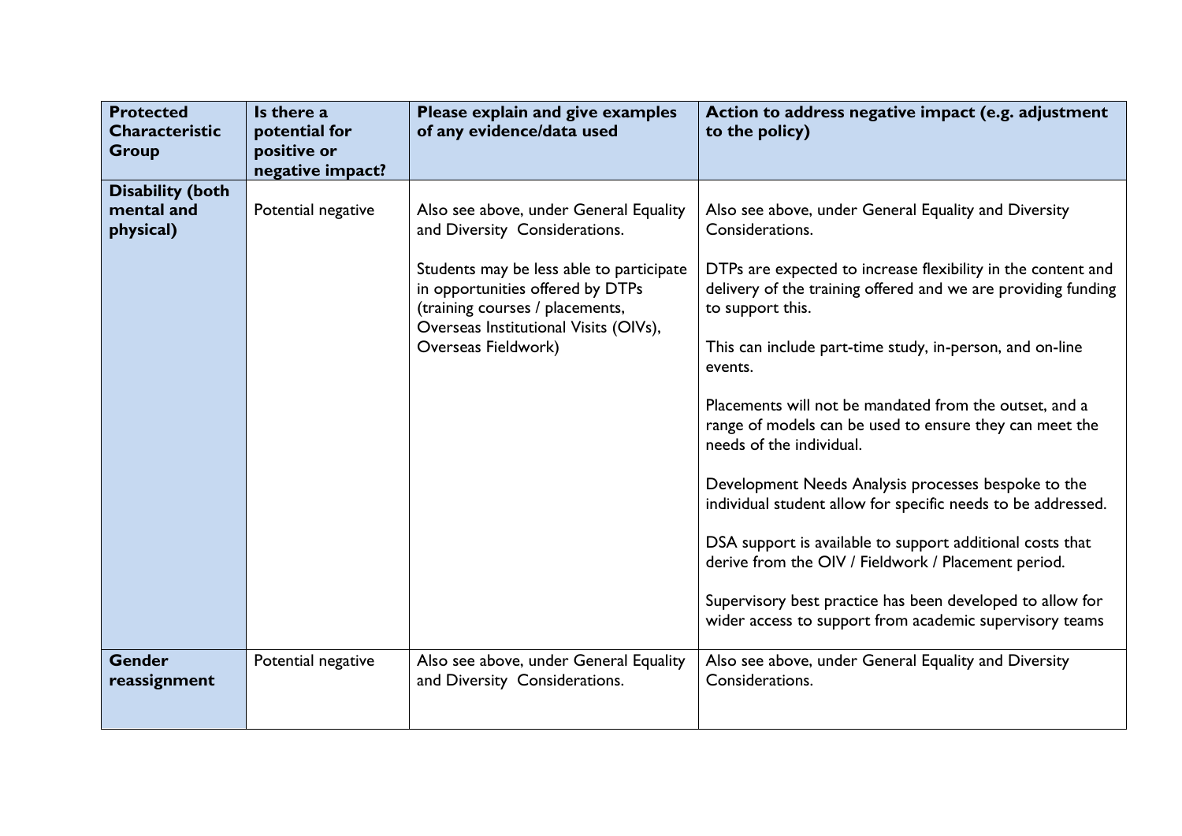| Protected Characteristic Group | Is there a potential for positive or negative impact? | Please explain and give examples of any evidence/data used | Action to address negative impact (e.g. adjustment to the policy) |
|---|---|---|---|
| **Disability (both mental and physical)** | Potential negative | Also see above, under General Equality and Diversity Considerations.<br><br>Students may be less able to participate in opportunities offered by DTPs (training courses / placements, Overseas Institutional Visits (OIVs), Overseas Fieldwork) | Also see above, under General Equality and Diversity Considerations.<br><br>DTPs are expected to increase flexibility in the content and delivery of the training offered and we are providing funding to support this.<br><br>This can include part-time study, in-person, and on-line events.<br><br>Placements will not be mandated from the outset, and a range of models can be used to ensure they can meet the needs of the individual.<br><br>Development Needs Analysis processes bespoke to the individual student allow for specific needs to be addressed.<br><br>DSA support is available to support additional costs that derive from the OIV / Fieldwork / Placement period.<br><br>Supervisory best practice has been developed to allow for wider access to support from academic supervisory teams |
| **Gender reassignment** | Potential negative | Also see above, under General Equality and Diversity Considerations. | Also see above, under General Equality and Diversity Considerations. |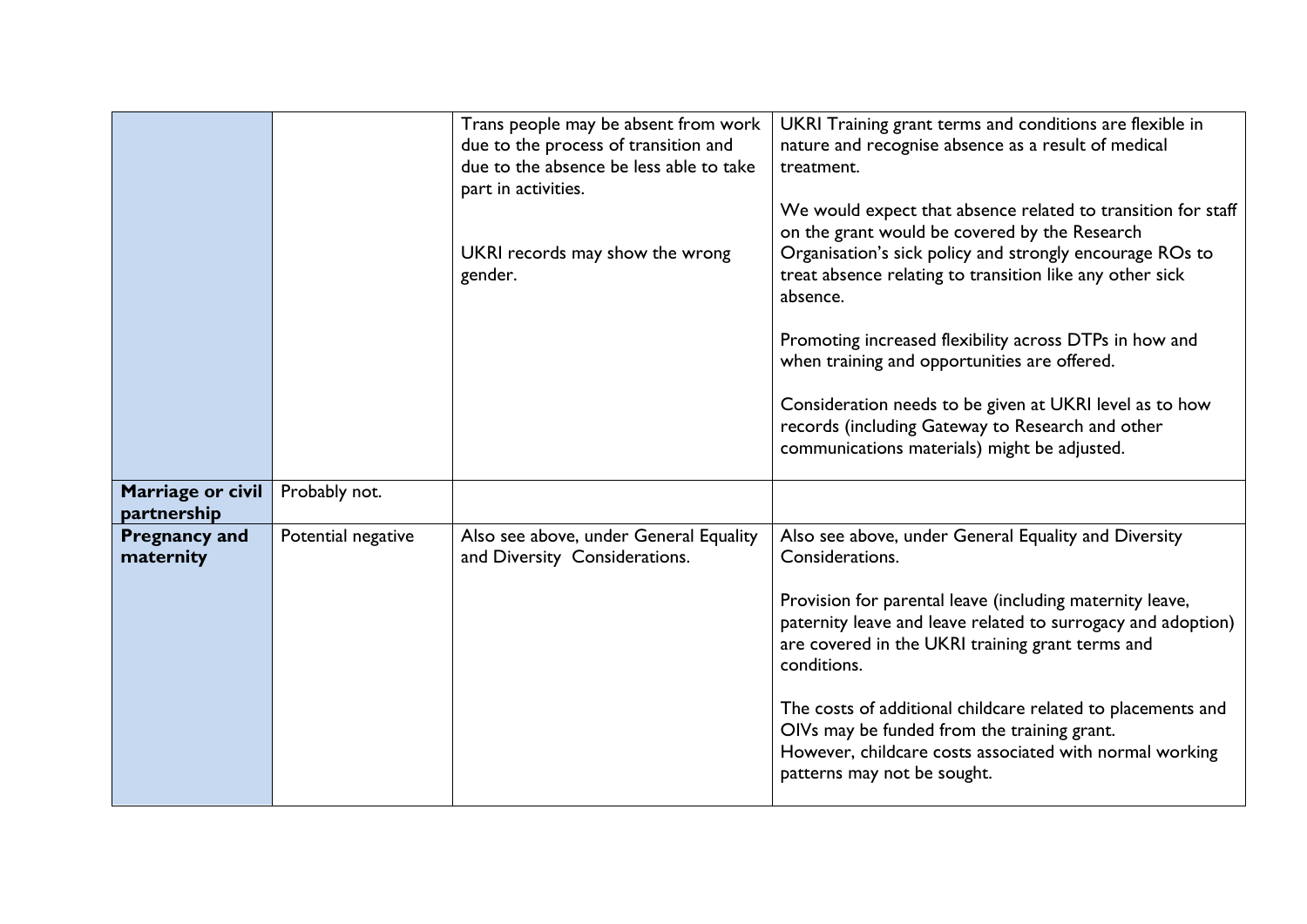| | | | |
|---|---|---|---|
| | | Trans people may be absent from work due to the process of transition and due to the absence be less able to take part in activities.<br><br>UKRI records may show the wrong gender. | UKRI Training grant terms and conditions are flexible in nature and recognise absence as a result of medical treatment.<br><br>We would expect that absence related to transition for staff on the grant would be covered by the Research Organisation's sick policy and strongly encourage ROs to treat absence relating to transition like any other sick absence.<br><br>Promoting increased flexibility across DTPs in how and when training and opportunities are offered.<br><br>Consideration needs to be given at UKRI level as to how records (including Gateway to Research and other communications materials) might be adjusted. |
| **Marriage or civil partnership** | Probably not. | | |
| **Pregnancy and maternity** | Potential negative | Also see above, under General Equality and Diversity Considerations. | Also see above, under General Equality and Diversity Considerations.<br><br>Provision for parental leave (including maternity leave, paternity leave and leave related to surrogacy and adoption) are covered in the UKRI training grant terms and conditions.<br><br>The costs of additional childcare related to placements and OIVs may be funded from the training grant.<br>However, childcare costs associated with normal working patterns may not be sought. |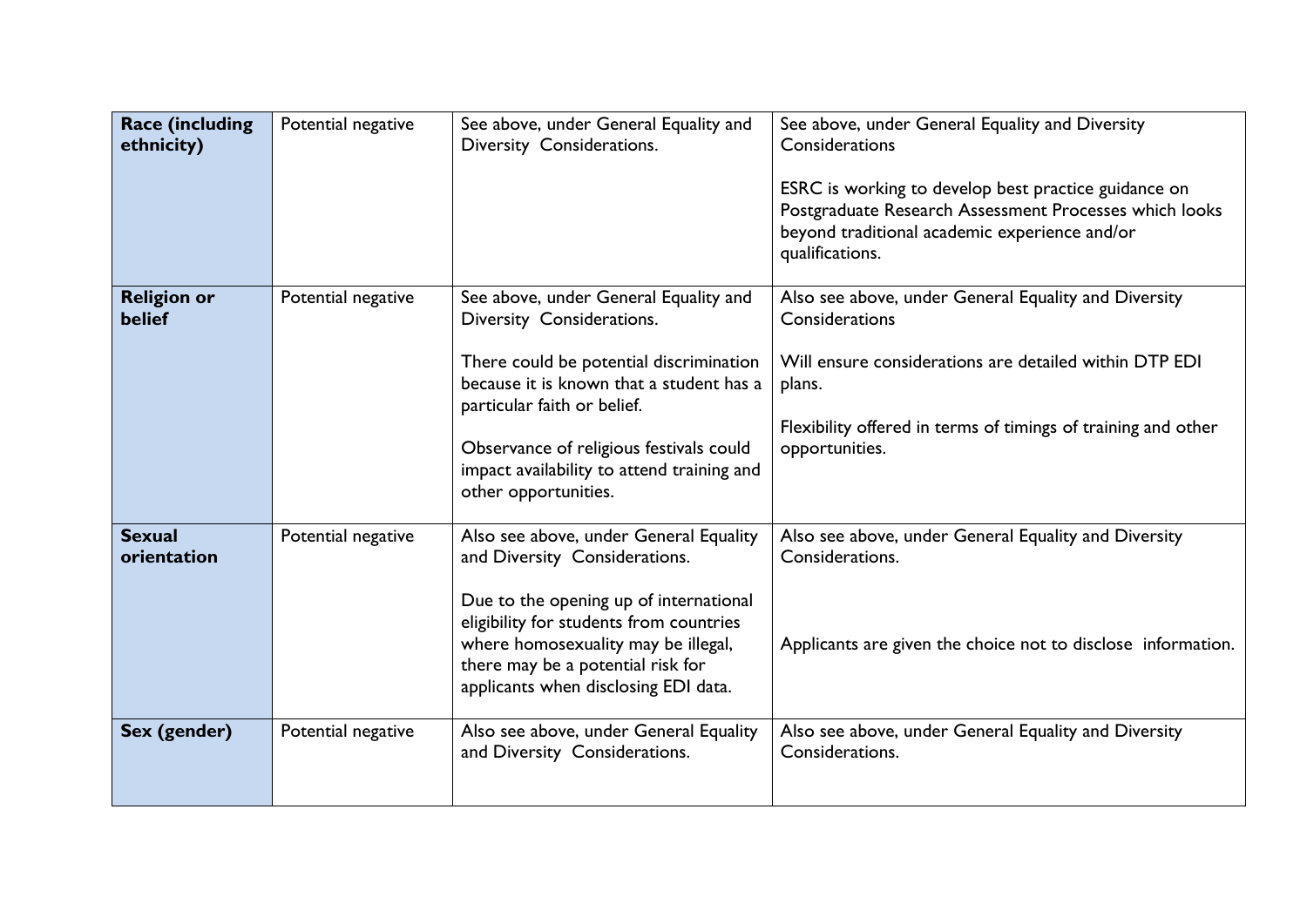| **Race (including ethnicity)** | Potential negative | See above, under General Equality and Diversity Considerations. | See above, under General Equality and Diversity Considerations<br><br>ESRC is working to develop best practice guidance on Postgraduate Research Assessment Processes which looks beyond traditional academic experience and/or qualifications. |
|---|---|---|---|
| **Religion or belief** | Potential negative | See above, under General Equality and Diversity Considerations.<br><br>There could be potential discrimination because it is known that a student has a particular faith or belief.<br><br>Observance of religious festivals could impact availability to attend training and other opportunities. | Also see above, under General Equality and Diversity Considerations<br><br>Will ensure considerations are detailed within DTP EDI plans.<br><br>Flexibility offered in terms of timings of training and other opportunities. |
| **Sexual orientation** | Potential negative | Also see above, under General Equality and Diversity Considerations.<br><br>Due to the opening up of international eligibility for students from countries where homosexuality may be illegal, there may be a potential risk for applicants when disclosing EDI data. | Also see above, under General Equality and Diversity Considerations.<br><br>Applicants are given the choice not to disclose information. |
| **Sex (gender)** | Potential negative | Also see above, under General Equality and Diversity Considerations. | Also see above, under General Equality and Diversity Considerations. |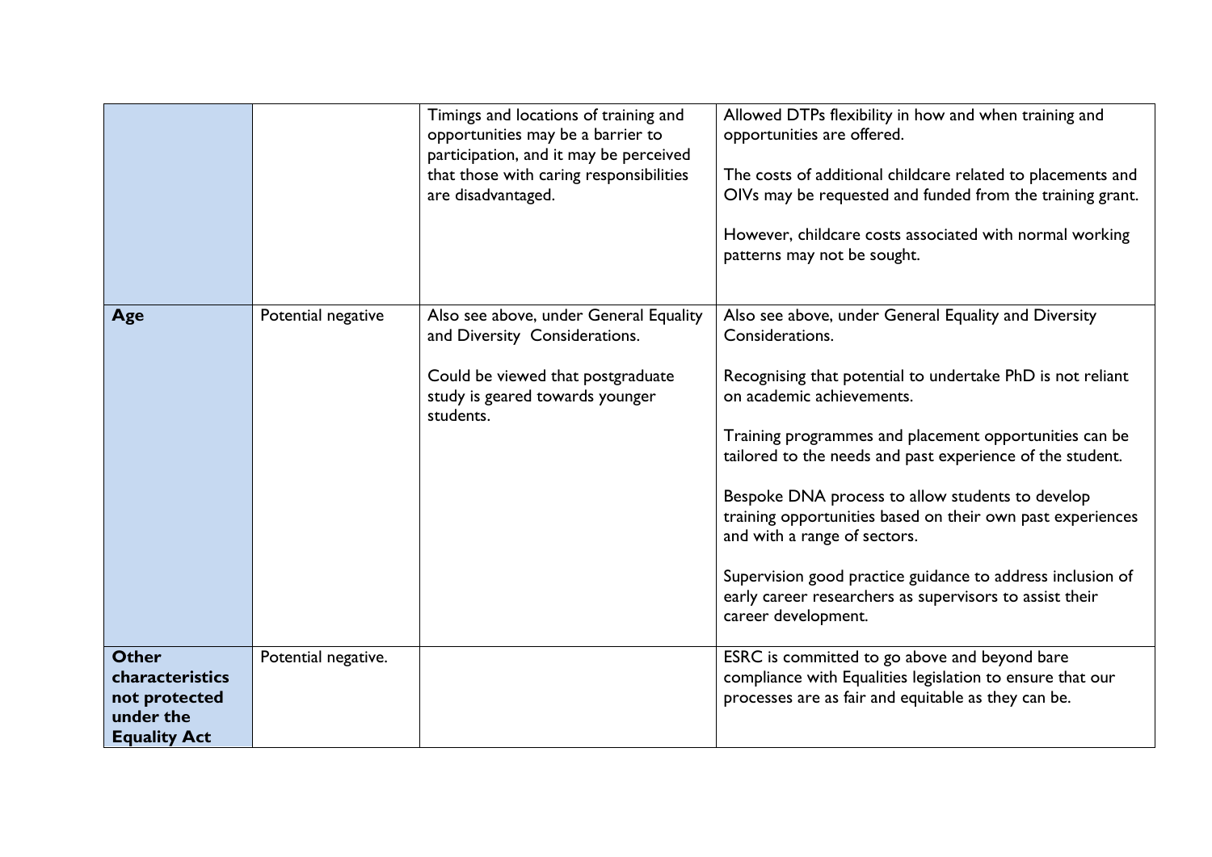| | | | |
|---|---|---|---|
| | | Timings and locations of training and opportunities may be a barrier to participation, and it may be perceived that those with caring responsibilities are disadvantaged. | Allowed DTPs flexibility in how and when training and opportunities are offered.<br><br>The costs of additional childcare related to placements and OIVs may be requested and funded from the training grant.<br><br>However, childcare costs associated with normal working patterns may not be sought. |
| **Age** | Potential negative | Also see above, under General Equality and Diversity Considerations.<br><br>Could be viewed that postgraduate study is geared towards younger students. | Also see above, under General Equality and Diversity Considerations.<br><br>Recognising that potential to undertake PhD is not reliant on academic achievements.<br><br>Training programmes and placement opportunities can be tailored to the needs and past experience of the student.<br><br>Bespoke DNA process to allow students to develop training opportunities based on their own past experiences and with a range of sectors.<br><br>Supervision good practice guidance to address inclusion of early career researchers as supervisors to assist their career development. |
| **Other characteristics not protected under the Equality Act** | Potential negative. | | ESRC is committed to go above and beyond bare compliance with Equalities legislation to ensure that our processes are as fair and equitable as they can be. |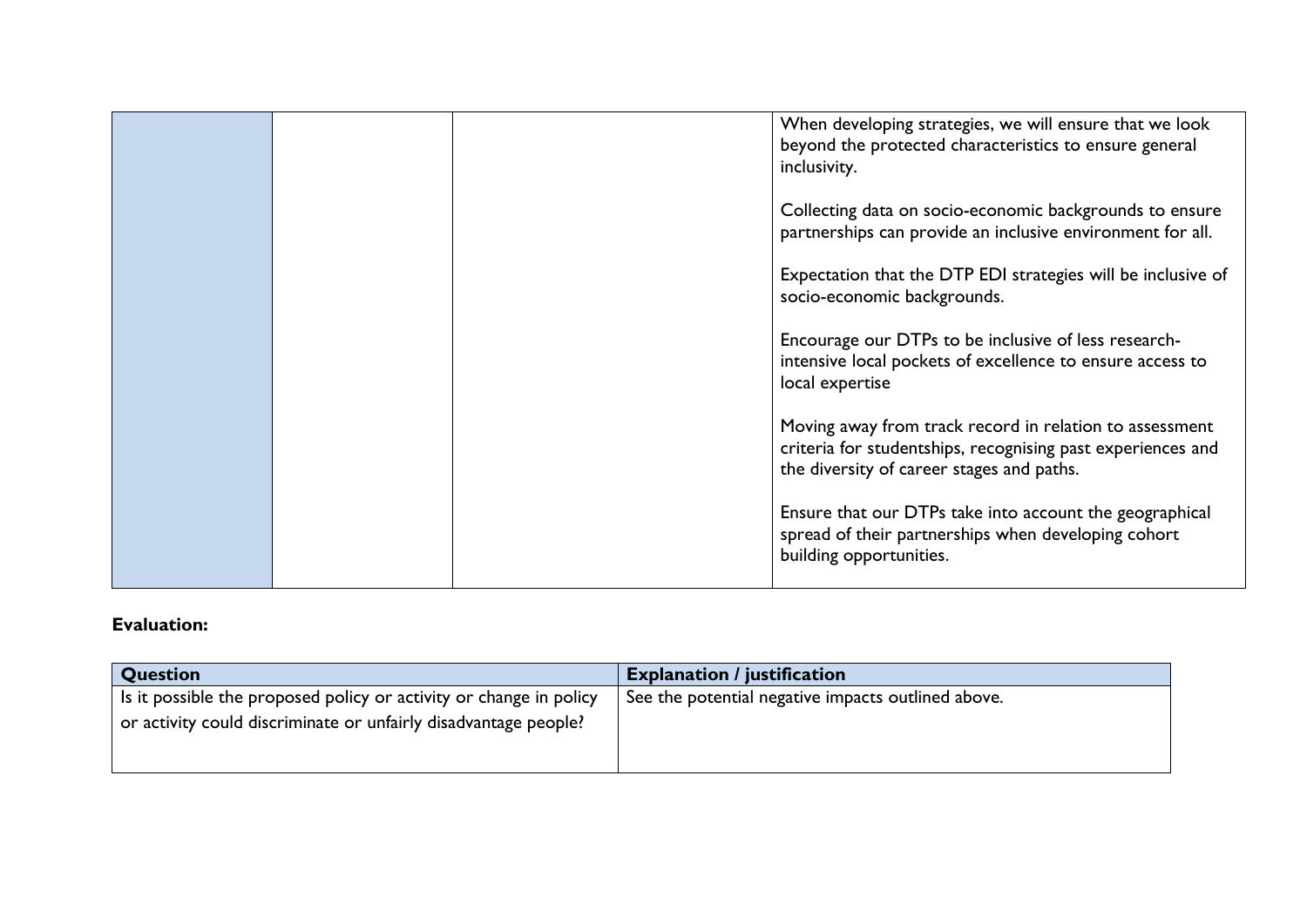| | | | |
|---|---|---|---|
| | | | When developing strategies, we will ensure that we look beyond the protected characteristics to ensure general inclusivity.<br><br>Collecting data on socio-economic backgrounds to ensure partnerships can provide an inclusive environment for all.<br><br>Expectation that the DTP EDI strategies will be inclusive of socio-economic backgrounds.<br><br>Encourage our DTPs to be inclusive of less research-intensive local pockets of excellence to ensure access to local expertise<br><br>Moving away from track record in relation to assessment criteria for studentships, recognising past experiences and the diversity of career stages and paths.<br><br>Ensure that our DTPs take into account the geographical spread of their partnerships when developing cohort building opportunities. |

**Evaluation:**

| Question | Explanation / justification |
|---|---|
| Is it possible the proposed policy or activity or change in policy or activity could discriminate or unfairly disadvantage people? | See the potential negative impacts outlined above. |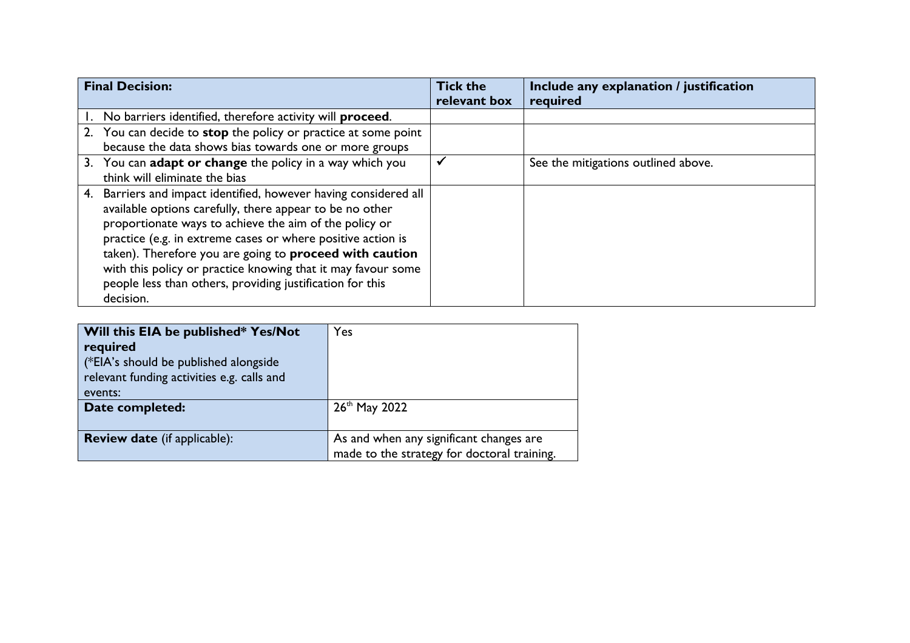| **Final Decision:** | **Tick the relevant box** | **Include any explanation / justification required** |
|---|---|---|
| 1. No barriers identified, therefore activity will **proceed**. | | |
| 2. You can decide to **stop** the policy or practice at some point because the data shows bias towards one or more groups | | |
| 3. You can **adapt or change** the policy in a way which you think will eliminate the bias | ✓ | See the mitigations outlined above. |
| 4. Barriers and impact identified, however having considered all available options carefully, there appear to be no other proportionate ways to achieve the aim of the policy or practice (e.g. in extreme cases or where positive action is taken). Therefore you are going to **proceed with caution** with this policy or practice knowing that it may favour some people less than others, providing justification for this decision. | | |

| | |
|---|---|
| **Will this EIA be published* Yes/Not required** (*EIA's should be published alongside relevant funding activities e.g. calls and events: | Yes |
| **Date completed:** | 26th May 2022 |
| **Review date** (if applicable): | As and when any significant changes are made to the strategy for doctoral training. |